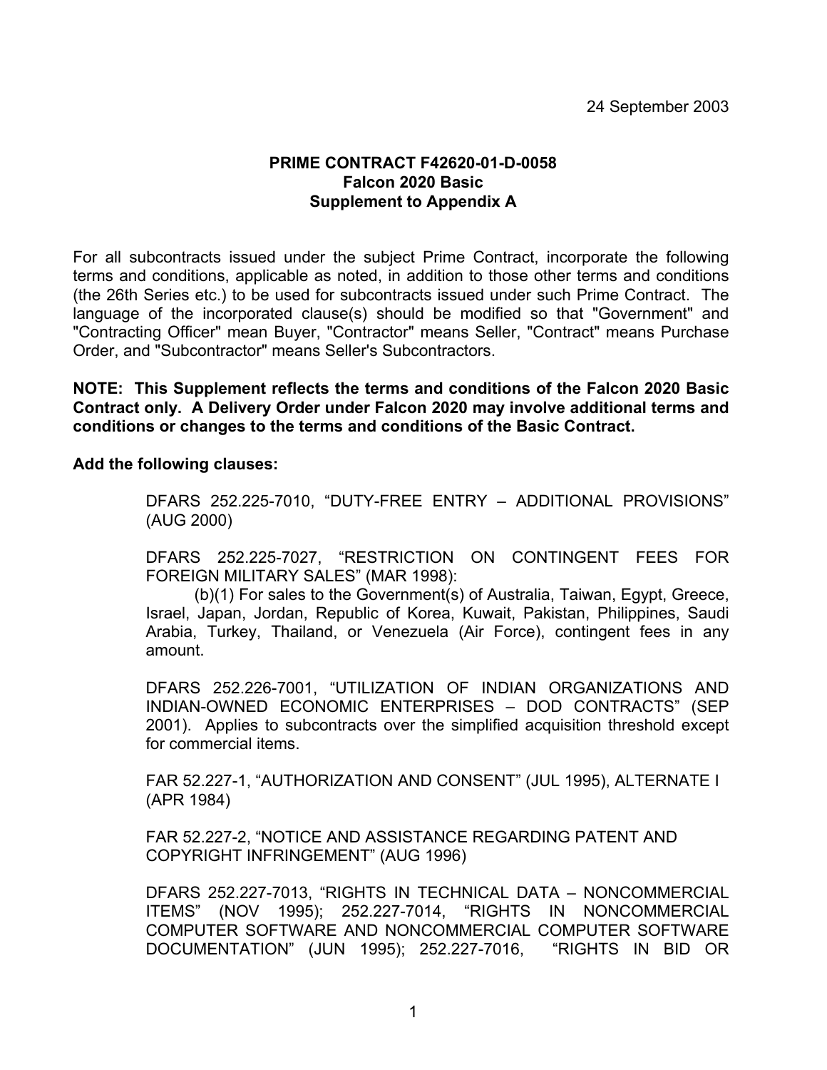24 September 2003

**PRIME CONTRACT F42620-01-D-0058**
**Falcon 2020 Basic**
**Supplement to Appendix A**

For all subcontracts issued under the subject Prime Contract, incorporate the following terms and conditions, applicable as noted, in addition to those other terms and conditions (the 26th Series etc.) to be used for subcontracts issued under such Prime Contract. The language of the incorporated clause(s) should be modified so that "Government" and "Contracting Officer" mean Buyer, "Contractor" means Seller, "Contract" means Purchase Order, and "Subcontractor" means Seller's Subcontractors.

**NOTE: This Supplement reflects the terms and conditions of the Falcon 2020 Basic Contract only. A Delivery Order under Falcon 2020 may involve additional terms and conditions or changes to the terms and conditions of the Basic Contract.**

**Add the following clauses:**

DFARS 252.225-7010, "DUTY-FREE ENTRY – ADDITIONAL PROVISIONS" (AUG 2000)

DFARS 252.225-7027, "RESTRICTION ON CONTINGENT FEES FOR FOREIGN MILITARY SALES" (MAR 1998):
(b)(1) For sales to the Government(s) of Australia, Taiwan, Egypt, Greece, Israel, Japan, Jordan, Republic of Korea, Kuwait, Pakistan, Philippines, Saudi Arabia, Turkey, Thailand, or Venezuela (Air Force), contingent fees in any amount.

DFARS 252.226-7001, "UTILIZATION OF INDIAN ORGANIZATIONS AND INDIAN-OWNED ECONOMIC ENTERPRISES – DOD CONTRACTS" (SEP 2001). Applies to subcontracts over the simplified acquisition threshold except for commercial items.

FAR 52.227-1, "AUTHORIZATION AND CONSENT" (JUL 1995), ALTERNATE I (APR 1984)

FAR 52.227-2, "NOTICE AND ASSISTANCE REGARDING PATENT AND COPYRIGHT INFRINGEMENT" (AUG 1996)

DFARS 252.227-7013, "RIGHTS IN TECHNICAL DATA – NONCOMMERCIAL ITEMS" (NOV 1995); 252.227-7014, "RIGHTS IN NONCOMMERCIAL COMPUTER SOFTWARE AND NONCOMMERCIAL COMPUTER SOFTWARE DOCUMENTATION" (JUN 1995); 252.227-7016, "RIGHTS IN BID OR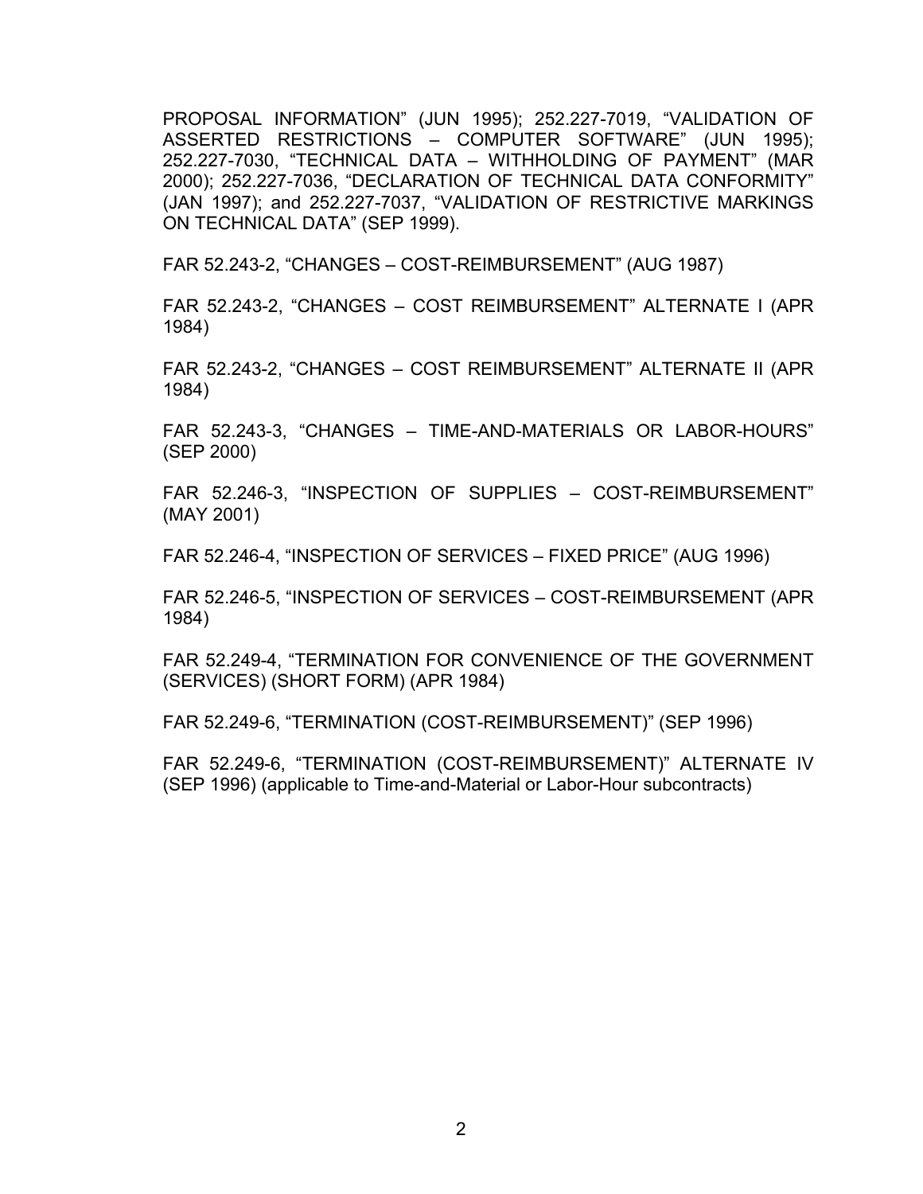PROPOSAL INFORMATION" (JUN 1995); 252.227-7019, "VALIDATION OF ASSERTED RESTRICTIONS – COMPUTER SOFTWARE" (JUN 1995); 252.227-7030, "TECHNICAL DATA – WITHHOLDING OF PAYMENT" (MAR 2000); 252.227-7036, "DECLARATION OF TECHNICAL DATA CONFORMITY" (JAN 1997); and 252.227-7037, "VALIDATION OF RESTRICTIVE MARKINGS ON TECHNICAL DATA" (SEP 1999).

FAR 52.243-2, "CHANGES – COST-REIMBURSEMENT" (AUG 1987)

FAR 52.243-2, "CHANGES – COST REIMBURSEMENT" ALTERNATE I (APR 1984)

FAR 52.243-2, "CHANGES – COST REIMBURSEMENT" ALTERNATE II (APR 1984)

FAR 52.243-3, "CHANGES – TIME-AND-MATERIALS OR LABOR-HOURS" (SEP 2000)

FAR 52.246-3, "INSPECTION OF SUPPLIES – COST-REIMBURSEMENT" (MAY 2001)

FAR 52.246-4, "INSPECTION OF SERVICES – FIXED PRICE" (AUG 1996)

FAR 52.246-5, "INSPECTION OF SERVICES – COST-REIMBURSEMENT (APR 1984)

FAR 52.249-4, "TERMINATION FOR CONVENIENCE OF THE GOVERNMENT (SERVICES) (SHORT FORM) (APR 1984)

FAR 52.249-6, "TERMINATION (COST-REIMBURSEMENT)" (SEP 1996)

FAR 52.249-6, "TERMINATION (COST-REIMBURSEMENT)" ALTERNATE IV (SEP 1996) (applicable to Time-and-Material or Labor-Hour subcontracts)